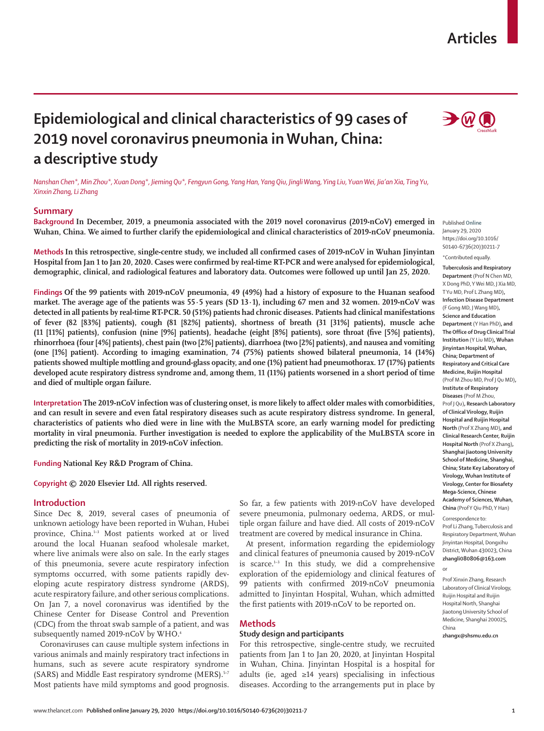# Epidemiological and clinical characteristics of 99 cases of 2019 novel coronavirus pneumonia in Wuhan, China: a descriptive study

*Nanshan Chen\*, Min Zhou\*, Xuan Dong\*, Jieming Qu\*, Fengyun Gong, Yang Han, Yang Qiu, Jingli Wang, Ying Liu, Yuan Wei, Jia'an Xia, Ting Yu, Xinxin Zhang, Li Zhang*

## Summary

**Background** In December, 2019, a pneumonia associated with the 2019 novel coronavirus (2019-nCoV) emerged in Wuhan, China. We aimed to further clarify the epidemiological and clinical characteristics of 2019-nCoV pneumonia.

**Methods** In this retrospective, single-centre study, we included all confirmed cases of 2019-nCoV in Wuhan Jinyintan Hospital from Jan 1 to Jan 20, 2020. Cases were confirmed by real-time RT-PCR and were analysed for epidemiological, demographic, clinical, and radiological features and laboratory data. Outcomes were followed up until Jan 25, 2020.

**Findings** Of the 99 patients with 2019-nCoV pneumonia, 49 (49%) had a history of exposure to the Huanan seafood market. The average age of the patients was 55·5 years (SD 13·1), including 67 men and 32 women. 2019-nCoV was detected in all patients by real-time RT-PCR. 50 (51%) patients had chronic diseases. Patients had clinical manifestations of fever (82 [83%] patients), cough (81 [82%] patients), shortness of breath (31 [31%] patients), muscle ache (11 [11%] patients), confusion (nine [9%] patients), headache (eight [8%] patients), sore throat (five [5%] patients), rhinorrhoea (four [4%] patients), chest pain (two [2%] patients), diarrhoea (two [2%] patients), and nausea and vomiting (one [1%] patient). According to imaging examination, 74 (75%) patients showed bilateral pneumonia, 14 (14%) patients showed multiple mottling and ground-glass opacity, and one (1%) patient had pneumothorax. 17 (17%) patients developed acute respiratory distress syndrome and, among them, 11 (11%) patients worsened in a short period of time and died of multiple organ failure.

**Interpretation** The 2019-nCoV infection was of clustering onset, is more likely to affect older males with comorbidities, and can result in severe and even fatal respiratory diseases such as acute respiratory distress syndrome. In general, characteristics of patients who died were in line with the MuLBSTA score, an early warning model for predicting mortality in viral pneumonia. Further investigation is needed to explore the applicability of the MuLBSTA score in predicting the risk of mortality in 2019-nCoV infection.

**Funding** National Key R&D Program of China.

**Copyright** © 2020 Elsevier Ltd. All rights reserved.

Published **Online** January 29, 2020 https://doi.org/10.1016/S0140-6736(20)30211-7

\*Contributed equally.

**Tuberculosis and Respiratory Department** (Prof N Chen MD, X Dong PhD, Y Wei MD, J Xia MD, T Yu MD, Prof L Zhang MD), **Infection Disease Department** (F Gong MD, J Wang MD), **Science and Education Department** (Y Han PhD), **and The Office of Drug Clinical Trial Institution** (Y Liu MD), **Wuhan Jinyintan Hospital, Wuhan, China; Department of Respiratory and Critical Care Medicine, Ruijin Hospital** (Prof M Zhou MD, Prof J Qu MD), **Institute of Respiratory Diseases** (Prof M Zhou, Prof J Qu), **Research Laboratory of Clinical Virology, Ruijin Hospital and Ruijin Hospital North** (Prof X Zhang MD), **and Clinical Research Center, Ruijin Hospital North** (Prof X Zhang), **Shanghai Jiaotong University School of Medicine, Shanghai, China; State Key Laboratory of Virology, Wuhan Institute of Virology, Center for Biosafety Mega-Science, Chinese Academy of Sciences, Wuhan, China** (Prof Y Qiu PhD, Y Han)

Correspondence to: Prof Li Zhang, Tuberculosis and Respiratory Department, Wuhan Jinyintan Hospital, Dongxihu District, Wuhan 430023, China **zhangli080806@163.com**

or

Prof Xinxin Zhang, Research Laboratory of Clinical Virology, Ruijin Hospital and Ruijin Hospital North, Shanghai Jiaotong University School of Medicine, Shanghai 200025, China **zhangx@shsmu.edu.cn**

## Introduction

Since Dec 8, 2019, several cases of pneumonia of unknown aetiology have been reported in Wuhan, Hubei province, China.[1–3] Most patients worked at or lived around the local Huanan seafood wholesale market, where live animals were also on sale. In the early stages of this pneumonia, severe acute respiratory infection symptoms occurred, with some patients rapidly developing acute respiratory distress syndrome (ARDS), acute respiratory failure, and other serious complications. On Jan 7, a novel coronavirus was identified by the Chinese Center for Disease Control and Prevention (CDC) from the throat swab sample of a patient, and was subsequently named 2019-nCoV by WHO.[4]

Coronaviruses can cause multiple system infections in various animals and mainly respiratory tract infections in humans, such as severe acute respiratory syndrome (SARS) and Middle East respiratory syndrome (MERS).[5–7] Most patients have mild symptoms and good prognosis. So far, a few patients with 2019-nCoV have developed severe pneumonia, pulmonary oedema, ARDS, or multiple organ failure and have died. All costs of 2019-nCoV treatment are covered by medical insurance in China.

At present, information regarding the epidemiology and clinical features of pneumonia caused by 2019-nCoV is scarce.[1–3] In this study, we did a comprehensive exploration of the epidemiology and clinical features of 99 patients with confirmed 2019-nCoV pneumonia admitted to Jinyintan Hospital, Wuhan, which admitted the first patients with 2019-nCoV to be reported on.

## Methods

### Study design and participants

For this retrospective, single-centre study, we recruited patients from Jan 1 to Jan 20, 2020, at Jinyintan Hospital in Wuhan, China. Jinyintan Hospital is a hospital for adults (ie, aged ≥14 years) specialising in infectious diseases. According to the arrangements put in place by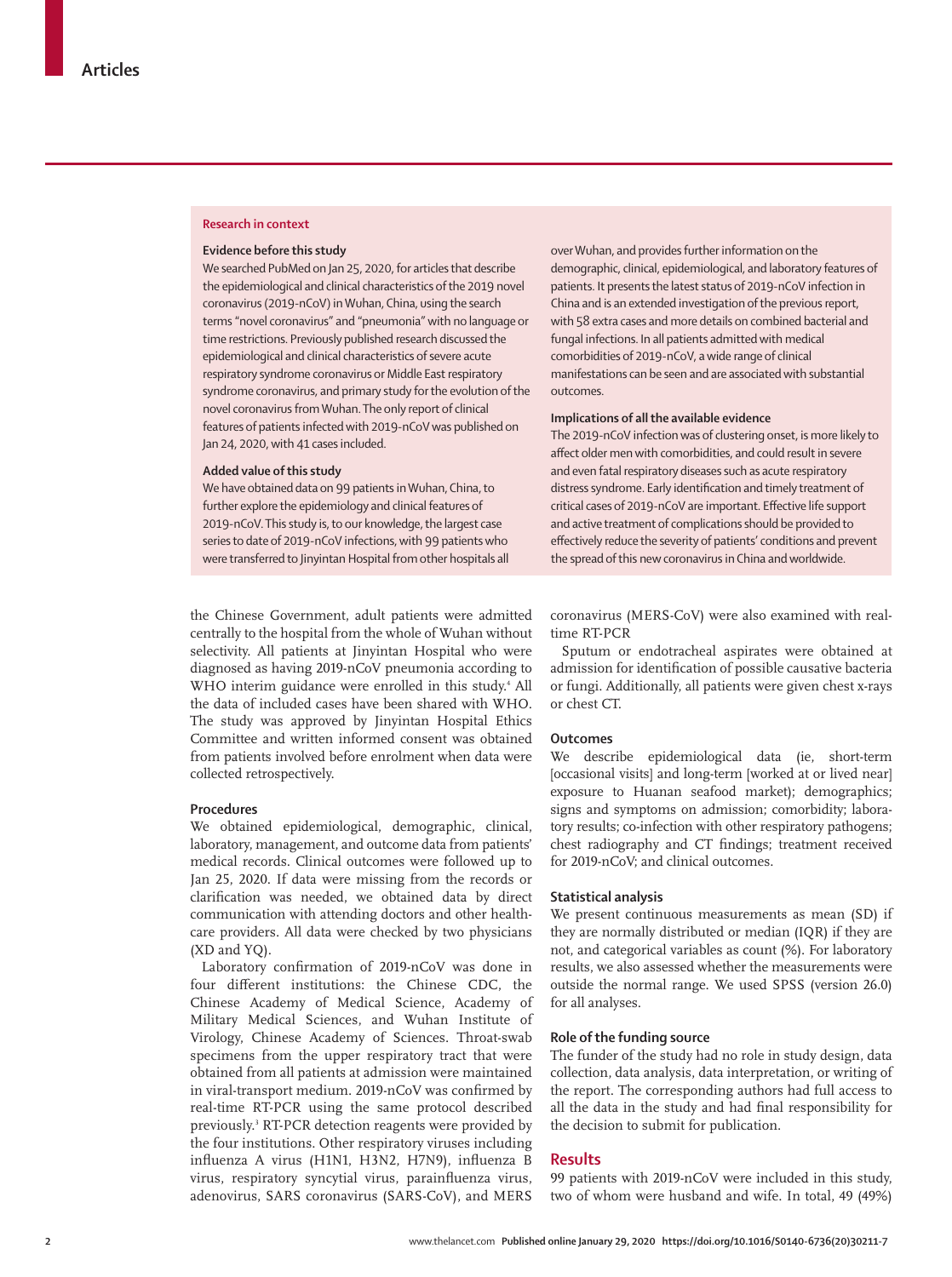## Research in context

### Evidence before this study

We searched PubMed on Jan 25, 2020, for articles that describe the epidemiological and clinical characteristics of the 2019 novel coronavirus (2019-nCoV) in Wuhan, China, using the search terms "novel coronavirus" and "pneumonia" with no language or time restrictions. Previously published research discussed the epidemiological and clinical characteristics of severe acute respiratory syndrome coronavirus or Middle East respiratory syndrome coronavirus, and primary study for the evolution of the novel coronavirus from Wuhan. The only report of clinical features of patients infected with 2019-nCoV was published on Jan 24, 2020, with 41 cases included.

### Added value of this study

We have obtained data on 99 patients in Wuhan, China, to further explore the epidemiology and clinical features of 2019-nCoV. This study is, to our knowledge, the largest case series to date of 2019-nCoV infections, with 99 patients who were transferred to Jinyintan Hospital from other hospitals all over Wuhan, and provides further information on the demographic, clinical, epidemiological, and laboratory features of patients. It presents the latest status of 2019-nCoV infection in China and is an extended investigation of the previous report, with 58 extra cases and more details on combined bacterial and fungal infections. In all patients admitted with medical comorbidities of 2019-nCoV, a wide range of clinical manifestations can be seen and are associated with substantial outcomes.

### Implications of all the available evidence

The 2019-nCoV infection was of clustering onset, is more likely to affect older men with comorbidities, and could result in severe and even fatal respiratory diseases such as acute respiratory distress syndrome. Early identification and timely treatment of critical cases of 2019-nCoV are important. Effective life support and active treatment of complications should be provided to effectively reduce the severity of patients' conditions and prevent the spread of this new coronavirus in China and worldwide.

---

the Chinese Government, adult patients were admitted centrally to the hospital from the whole of Wuhan without selectivity. All patients at Jinyintan Hospital who were diagnosed as having 2019-nCoV pneumonia according to WHO interim guidance were enrolled in this study.[4] All the data of included cases have been shared with WHO. The study was approved by Jinyintan Hospital Ethics Committee and written informed consent was obtained from patients involved before enrolment when data were collected retrospectively.

### Procedures

We obtained epidemiological, demographic, clinical, laboratory, management, and outcome data from patients' medical records. Clinical outcomes were followed up to Jan 25, 2020. If data were missing from the records or clarification was needed, we obtained data by direct communication with attending doctors and other health-care providers. All data were checked by two physicians (XD and YQ).

Laboratory confirmation of 2019-nCoV was done in four different institutions: the Chinese CDC, the Chinese Academy of Medical Science, Academy of Military Medical Sciences, and Wuhan Institute of Virology, Chinese Academy of Sciences. Throat-swab specimens from the upper respiratory tract that were obtained from all patients at admission were maintained in viral-transport medium. 2019-nCoV was confirmed by real-time RT-PCR using the same protocol described previously.[3] RT-PCR detection reagents were provided by the four institutions. Other respiratory viruses including influenza A virus (H1N1, H3N2, H7N9), influenza B virus, respiratory syncytial virus, parainfluenza virus, adenovirus, SARS coronavirus (SARS-CoV), and MERS coronavirus (MERS-CoV) were also examined with real-time RT-PCR

Sputum or endotracheal aspirates were obtained at admission for identification of possible causative bacteria or fungi. Additionally, all patients were given chest x-rays or chest CT.

### Outcomes

We describe epidemiological data (ie, short-term [occasional visits] and long-term [worked at or lived near] exposure to Huanan seafood market); demographics; signs and symptoms on admission; comorbidity; laboratory results; co-infection with other respiratory pathogens; chest radiography and CT findings; treatment received for 2019-nCoV; and clinical outcomes.

### Statistical analysis

We present continuous measurements as mean (SD) if they are normally distributed or median (IQR) if they are not, and categorical variables as count (%). For laboratory results, we also assessed whether the measurements were outside the normal range. We used SPSS (version 26.0) for all analyses.

### Role of the funding source

The funder of the study had no role in study design, data collection, data analysis, data interpretation, or writing of the report. The corresponding authors had full access to all the data in the study and had final responsibility for the decision to submit for publication.

## Results

99 patients with 2019-nCoV were included in this study, two of whom were husband and wife. In total, 49 (49%)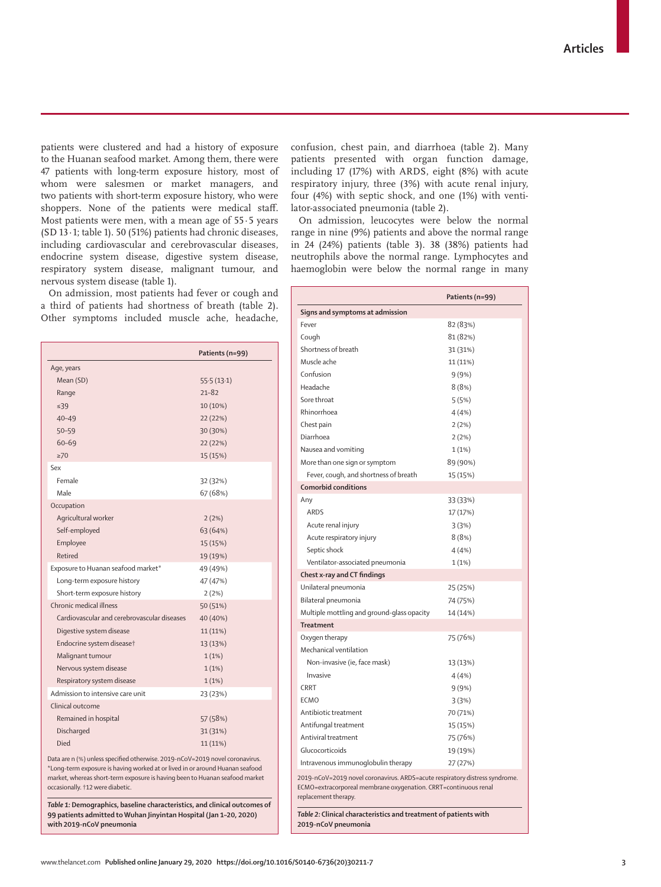patients were clustered and had a history of exposure to the Huanan seafood market. Among them, there were 47 patients with long-term exposure history, most of whom were salesmen or market managers, and two patients with short-term exposure history, who were shoppers. None of the patients were medical staff. Most patients were men, with a mean age of 55·5 years (SD 13·1; table 1). 50 (51%) patients had chronic diseases, including cardiovascular and cerebrovascular diseases, endocrine system disease, digestive system disease, respiratory system disease, malignant tumour, and nervous system disease (table 1).

On admission, most patients had fever or cough and a third of patients had shortness of breath (table 2). Other symptoms included muscle ache, headache, confusion, chest pain, and diarrhoea (table 2). Many patients presented with organ function damage, including 17 (17%) with ARDS, eight (8%) with acute respiratory injury, three (3%) with acute renal injury, four (4%) with septic shock, and one (1%) with ventilator-associated pneumonia (table 2).

On admission, leucocytes were below the normal range in nine (9%) patients and above the normal range in 24 (24%) patients (table 3). 38 (38%) patients had neutrophils above the normal range. Lymphocytes and haemoglobin were below the normal range in many

| | Patients (n=99) |
|---|---|
| Age, years | |
| Mean (SD) | 55·5 (13·1) |
| Range | 21–82 |
| ≤39 | 10 (10%) |
| 40–49 | 22 (22%) |
| 50–59 | 30 (30%) |
| 60–69 | 22 (22%) |
| ≥70 | 15 (15%) |
| Sex | |
| Female | 32 (32%) |
| Male | 67 (68%) |
| Occupation | |
| Agricultural worker | 2 (2%) |
| Self-employed | 63 (64%) |
| Employee | 15 (15%) |
| Retired | 19 (19%) |
| Exposure to Huanan seafood market* | 49 (49%) |
| Long-term exposure history | 47 (47%) |
| Short-term exposure history | 2 (2%) |
| Chronic medical illness | 50 (51%) |
| Cardiovascular and cerebrovascular diseases | 40 (40%) |
| Digestive system disease | 11 (11%) |
| Endocrine system disease† | 13 (13%) |
| Malignant tumour | 1 (1%) |
| Nervous system disease | 1 (1%) |
| Respiratory system disease | 1 (1%) |
| Admission to intensive care unit | 23 (23%) |
| Clinical outcome | |
| Remained in hospital | 57 (58%) |
| Discharged | 31 (31%) |
| Died | 11 (11%) |

Data are n (%) unless specified otherwise. 2019-nCoV=2019 novel coronavirus. *Long-term exposure is having worked at or lived in or around Huanan seafood market, whereas short-term exposure is having been to Huanan seafood market occasionally. †12 were diabetic.

**Table 1: Demographics, baseline characteristics, and clinical outcomes of 99 patients admitted to Wuhan Jinyintan Hospital (Jan 1–20, 2020) with 2019-nCoV pneumonia**

| | Patients (n=99) |
|---|---|
| **Signs and symptoms at admission** | |
| Fever | 82 (83%) |
| Cough | 81 (82%) |
| Shortness of breath | 31 (31%) |
| Muscle ache | 11 (11%) |
| Confusion | 9 (9%) |
| Headache | 8 (8%) |
| Sore throat | 5 (5%) |
| Rhinorrhoea | 4 (4%) |
| Chest pain | 2 (2%) |
| Diarrhoea | 2 (2%) |
| Nausea and vomiting | 1 (1%) |
| More than one sign or symptom | 89 (90%) |
| Fever, cough, and shortness of breath | 15 (15%) |
| **Comorbid conditions** | |
| Any | 33 (33%) |
| ARDS | 17 (17%) |
| Acute renal injury | 3 (3%) |
| Acute respiratory injury | 8 (8%) |
| Septic shock | 4 (4%) |
| Ventilator-associated pneumonia | 1 (1%) |
| **Chest x-ray and CT findings** | |
| Unilateral pneumonia | 25 (25%) |
| Bilateral pneumonia | 74 (75%) |
| Multiple mottling and ground-glass opacity | 14 (14%) |
| **Treatment** | |
| Oxygen therapy | 75 (76%) |
| Mechanical ventilation | |
| Non-invasive (ie, face mask) | 13 (13%) |
| Invasive | 4 (4%) |
| CRRT | 9 (9%) |
| ECMO | 3 (3%) |
| Antibiotic treatment | 70 (71%) |
| Antifungal treatment | 15 (15%) |
| Antiviral treatment | 75 (76%) |
| Glucocorticoids | 19 (19%) |
| Intravenous immunoglobulin therapy | 27 (27%) |

2019-nCoV=2019 novel coronavirus. ARDS=acute respiratory distress syndrome. ECMO=extracorporeal membrane oxygenation. CRRT=continuous renal replacement therapy.

**Table 2: Clinical characteristics and treatment of patients with 2019-nCoV pneumonia**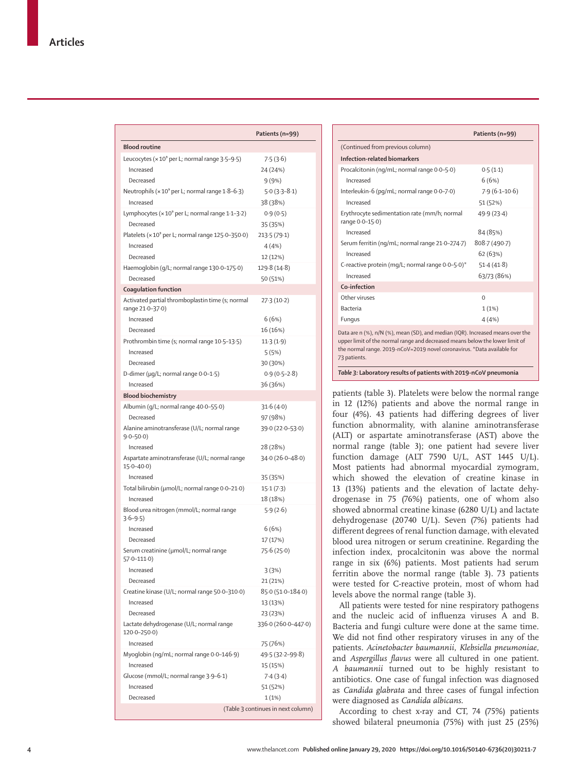| | Patients (n=99) |
|---|---|
| **Blood routine** | |
| Leucocytes (× $10^9$ per L; normal range 3·5–9·5) | 7·5 (3·6) |
| Increased | 24 (24%) |
| Decreased | 9 (9%) |
| Neutrophils (× $10^9$ per L; normal range 1·8–6·3) | 5·0 (3·3–8·1) |
| Increased | 38 (38%) |
| Lymphocytes (× $10^9$ per L; normal range 1·1–3·2) | 0·9 (0·5) |
| Decreased | 35 (35%) |
| Platelets (× $10^9$ per L; normal range 125·0–350·0) | 213·5 (79·1) |
| Increased | 4 (4%) |
| Decreased | 12 (12%) |
| Haemoglobin (g/L; normal range 130·0–175·0) | 129·8 (14·8) |
| Decreased | 50 (51%) |
| **Coagulation function** | |
| Activated partial thromboplastin time (s; normal range 21·0–37·0) | 27·3 (10·2) |
| Increased | 6 (6%) |
| Decreased | 16 (16%) |
| Prothrombin time (s; normal range 10·5–13·5) | 11·3 (1·9) |
| Increased | 5 (5%) |
| Decreased | 30 (30%) |
| D-dimer (μg/L; normal range 0·0–1·5) | 0·9 (0·5–2·8) |
| Increased | 36 (36%) |
| **Blood biochemistry** | |
| Albumin (g/L; normal range 40·0–55·0) | 31·6 (4·0) |
| Decreased | 97 (98%) |
| Alanine aminotransferase (U/L; normal range 9·0–50·0) | 39·0 (22·0–53·0) |
| Increased | 28 (28%) |
| Aspartate aminotransferase (U/L; normal range 15·0–40·0) | 34·0 (26·0–48·0) |
| Increased | 35 (35%) |
| Total bilirubin (μmol/L; normal range 0·0–21·0) | 15·1 (7·3) |
| Increased | 18 (18%) |
| Blood urea nitrogen (mmol/L; normal range 3·6–9·5) | 5·9 (2·6) |
| Increased | 6 (6%) |
| Decreased | 17 (17%) |
| Serum creatinine (μmol/L; normal range 57·0–111·0) | 75·6 (25·0) |
| Increased | 3 (3%) |
| Decreased | 21 (21%) |
| Creatine kinase (U/L; normal range 50·0–310·0) | 85·0 (51·0–184·0) |
| Increased | 13 (13%) |
| Decreased | 23 (23%) |
| Lactate dehydrogenase (U/L; normal range 120·0–250·0) | 336·0 (260·0–447·0) |
| Increased | 75 (76%) |
| Myoglobin (ng/mL; normal range 0·0–146·9) | 49·5 (32·2–99·8) |
| Increased | 15 (15%) |
| Glucose (mmol/L; normal range 3·9–6·1) | 7·4 (3·4) |
| Increased | 51 (52%) |
| Decreased | 1 (1%) |
| **Infection-related biomarkers** | |
| Procalcitonin (ng/mL; normal range 0·0–5·0) | 0·5 (1·1) |
| Increased | 6 (6%) |
| Interleukin-6 (pg/mL; normal range 0·0–7·0) | 7·9 (6·1–10·6) |
| Increased | 51 (52%) |
| Erythrocyte sedimentation rate (mm/h; normal range 0·0–15·0) | 49·9 (23·4) |
| Increased | 84 (85%) |
| Serum ferritin (ng/mL; normal range 21·0–274·7) | 808·7 (490·7) |
| Increased | 62 (63%) |
| C-reactive protein (mg/L; normal range 0·0–5·0)* | 51·4 (41·8) |
| Increased | 63/73 (86%) |
| **Co-infection** | |
| Other viruses | 0 |
| Bacteria | 1 (1%) |
| Fungus | 4 (4%) |

Data are n (%), n/N (%), mean (SD), and median (IQR). Increased means over the upper limit of the normal range and decreased means below the lower limit of the normal range. 2019-nCoV=2019 novel coronavirus. *Data available for 73 patients.

*Table 3:* **Laboratory results of patients with 2019-nCoV pneumonia**

patients (table 3). Platelets were below the normal range in 12 (12%) patients and above the normal range in four (4%). 43 patients had differing degrees of liver function abnormality, with alanine aminotransferase (ALT) or aspartate aminotransferase (AST) above the normal range (table 3); one patient had severe liver function damage (ALT 7590 U/L, AST 1445 U/L). Most patients had abnormal myocardial zymogram, which showed the elevation of creatine kinase in 13 (13%) patients and the elevation of lactate dehydrogenase in 75 (76%) patients, one of whom also showed abnormal creatine kinase (6280 U/L) and lactate dehydrogenase (20740 U/L). Seven (7%) patients had different degrees of renal function damage, with elevated blood urea nitrogen or serum creatinine. Regarding the infection index, procalcitonin was above the normal range in six (6%) patients. Most patients had serum ferritin above the normal range (table 3). 73 patients were tested for C-reactive protein, most of whom had levels above the normal range (table 3).

All patients were tested for nine respiratory pathogens and the nucleic acid of influenza viruses A and B. Bacteria and fungi culture were done at the same time. We did not find other respiratory viruses in any of the patients. *Acinetobacter baumannii*, *Klebsiella pneumoniae*, and *Aspergillus flavus* were all cultured in one patient. *A baumannii* turned out to be highly resistant to antibiotics. One case of fungal infection was diagnosed as *Candida glabrata* and three cases of fungal infection were diagnosed as *Candida albicans*.

According to chest x-ray and CT, 74 (75%) patients showed bilateral pneumonia (75%) with just 25 (25%)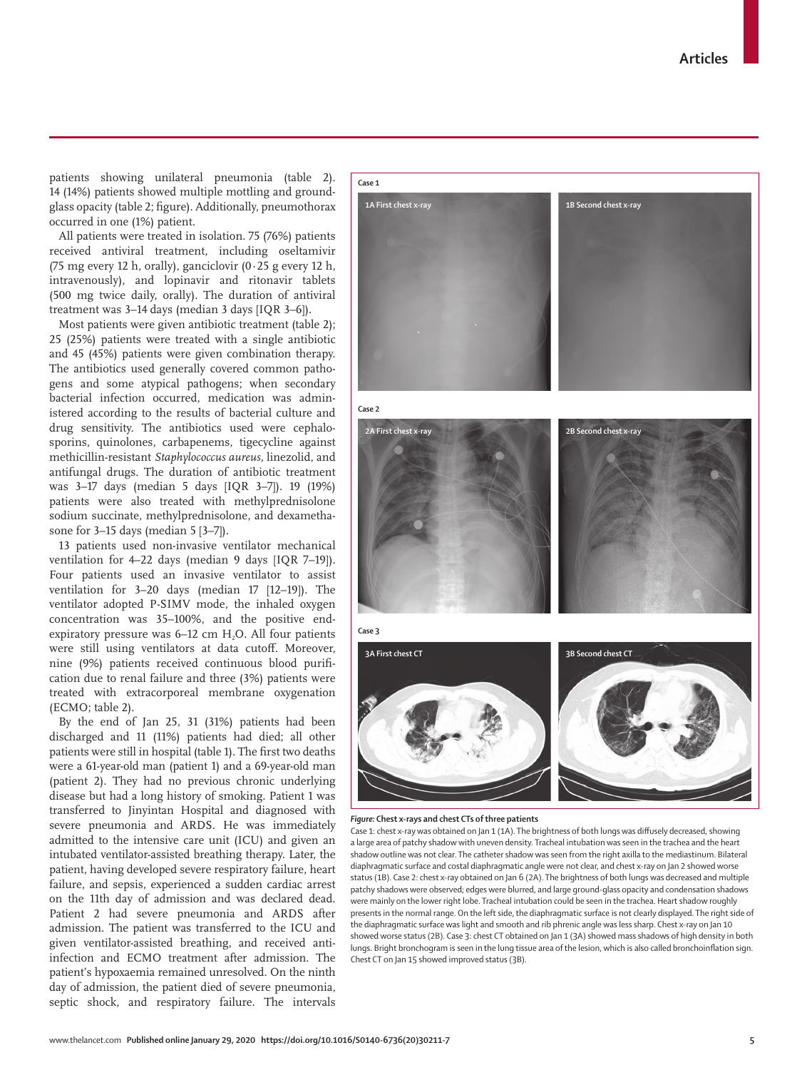patients showing unilateral pneumonia (table 2). 14 (14%) patients showed multiple mottling and ground-glass opacity (table 2; figure). Additionally, pneumothorax occurred in one (1%) patient.

All patients were treated in isolation. 75 (76%) patients received antiviral treatment, including oseltamivir (75 mg every 12 h, orally), ganciclovir (0·25 g every 12 h, intravenously), and lopinavir and ritonavir tablets (500 mg twice daily, orally). The duration of antiviral treatment was 3–14 days (median 3 days [IQR 3–6]).

Most patients were given antibiotic treatment (table 2); 25 (25%) patients were treated with a single antibiotic and 45 (45%) patients were given combination therapy. The antibiotics used generally covered common pathogens and some atypical pathogens; when secondary bacterial infection occurred, medication was administered according to the results of bacterial culture and drug sensitivity. The antibiotics used were cephalosporins, quinolones, carbapenems, tigecycline against methicillin-resistant *Staphylococcus aureus*, linezolid, and antifungal drugs. The duration of antibiotic treatment was 3–17 days (median 5 days [IQR 3–7]). 19 (19%) patients were also treated with methylprednisolone sodium succinate, methylprednisolone, and dexamethasone for 3–15 days (median 5 [3–7]).

13 patients used non-invasive ventilator mechanical ventilation for 4–22 days (median 9 days [IQR 7–19]). Four patients used an invasive ventilator to assist ventilation for 3–20 days (median 17 [12–19]). The ventilator adopted P-SIMV mode, the inhaled oxygen concentration was 35–100%, and the positive end-expiratory pressure was 6–12 cm $H_2O$. All four patients were still using ventilators at data cutoff. Moreover, nine (9%) patients received continuous blood purification due to renal failure and three (3%) patients were treated with extracorporeal membrane oxygenation (ECMO; table 2).

By the end of Jan 25, 31 (31%) patients had been discharged and 11 (11%) patients had died; all other patients were still in hospital (table 1). The first two deaths were a 61-year-old man (patient 1) and a 69-year-old man (patient 2). They had no previous chronic underlying disease but had a long history of smoking. Patient 1 was transferred to Jinyintan Hospital and diagnosed with severe pneumonia and ARDS. He was immediately admitted to the intensive care unit (ICU) and given an intubated ventilator-assisted breathing therapy. Later, the patient, having developed severe respiratory failure, heart failure, and sepsis, experienced a sudden cardiac arrest on the 11th day of admission and was declared dead. Patient 2 had severe pneumonia and ARDS after admission. The patient was transferred to the ICU and given ventilator-assisted breathing, and received anti-infection and ECMO treatment after admission. The patient's hypoxaemia remained unresolved. On the ninth day of admission, the patient died of severe pneumonia, septic shock, and respiratory failure. The intervals

Case 1

1A First chest x-ray

1B Second chest x-ray

Case 2

2A First chest x-ray

2B Second chest x-ray

Case 3

3A First chest CT

3B Second chest CT

***Figure*: Chest x-rays and chest CTs of three patients**

Case 1: chest x-ray was obtained on Jan 1 (1A). The brightness of both lungs was diffusely decreased, showing a large area of patchy shadow with uneven density. Tracheal intubation was seen in the trachea and the heart shadow outline was not clear. The catheter shadow was seen from the right axilla to the mediastinum. Bilateral diaphragmatic surface and costal diaphragmatic angle were not clear, and chest x-ray on Jan 2 showed worse status (1B). Case 2: chest x-ray obtained on Jan 6 (2A). The brightness of both lungs was decreased and multiple patchy shadows were observed; edges were blurred, and large ground-glass opacity and condensation shadows were mainly on the lower right lobe. Tracheal intubation could be seen in the trachea. Heart shadow roughly presents in the normal range. On the left side, the diaphragmatic surface is not clearly displayed. The right side of the diaphragmatic surface was light and smooth and rib phrenic angle was less sharp. Chest x-ray on Jan 10 showed worse status (2B). Case 3: chest CT obtained on Jan 1 (3A) showed mass shadows of high density in both lungs. Bright bronchogram is seen in the lung tissue area of the lesion, which is also called bronchoinflation sign. Chest CT on Jan 15 showed improved status (3B).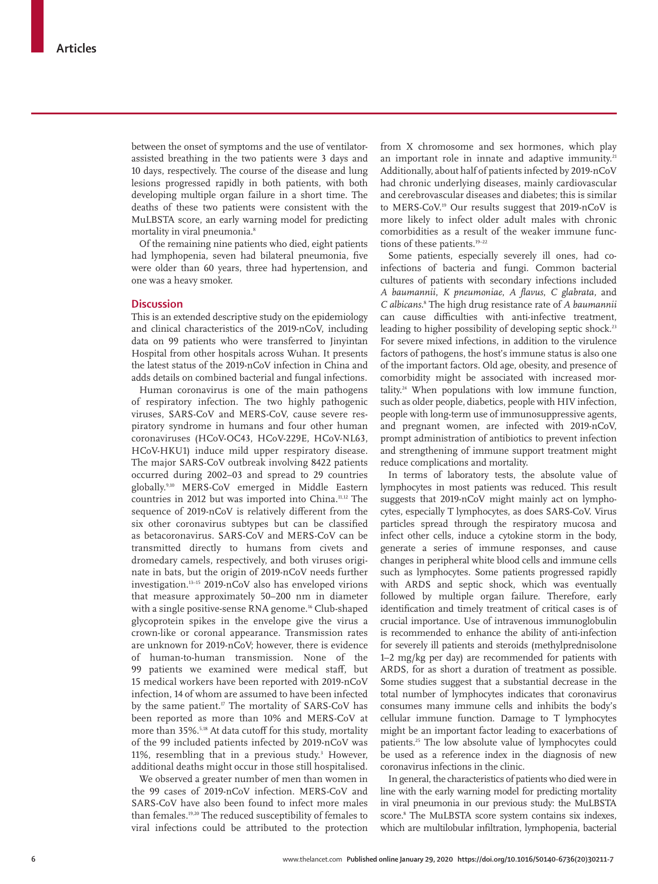between the onset of symptoms and the use of ventilator-assisted breathing in the two patients were 3 days and 10 days, respectively. The course of the disease and lung lesions progressed rapidly in both patients, with both developing multiple organ failure in a short time. The deaths of these two patients were consistent with the MuLBSTA score, an early warning model for predicting mortality in viral pneumonia.[8]

Of the remaining nine patients who died, eight patients had lymphopenia, seven had bilateral pneumonia, five were older than 60 years, three had hypertension, and one was a heavy smoker.

## Discussion

This is an extended descriptive study on the epidemiology and clinical characteristics of the 2019-nCoV, including data on 99 patients who were transferred to Jinyintan Hospital from other hospitals across Wuhan. It presents the latest status of the 2019-nCoV infection in China and adds details on combined bacterial and fungal infections.

Human coronavirus is one of the main pathogens of respiratory infection. The two highly pathogenic viruses, SARS-CoV and MERS-CoV, cause severe respiratory syndrome in humans and four other human coronaviruses (HCoV-OC43, HCoV-229E, HCoV-NL63, HCoV-HKU1) induce mild upper respiratory disease. The major SARS-CoV outbreak involving 8422 patients occurred during 2002–03 and spread to 29 countries globally.[9,10] MERS-CoV emerged in Middle Eastern countries in 2012 but was imported into China.[11,12] The sequence of 2019-nCoV is relatively different from the six other coronavirus subtypes but can be classified as betacoronavirus. SARS-CoV and MERS-CoV can be transmitted directly to humans from civets and dromedary camels, respectively, and both viruses originate in bats, but the origin of 2019-nCoV needs further investigation.[13–15] 2019-nCoV also has enveloped virions that measure approximately 50–200 nm in diameter with a single positive-sense RNA genome.[16] Club-shaped glycoprotein spikes in the envelope give the virus a crown-like or coronal appearance. Transmission rates are unknown for 2019-nCoV; however, there is evidence of human-to-human transmission. None of the 99 patients we examined were medical staff, but 15 medical workers have been reported with 2019-nCoV infection, 14 of whom are assumed to have been infected by the same patient.[17] The mortality of SARS-CoV has been reported as more than 10% and MERS-CoV at more than 35%.[5,18] At data cutoff for this study, mortality of the 99 included patients infected by 2019-nCoV was 11%, resembling that in a previous study.[3] However, additional deaths might occur in those still hospitalised.

We observed a greater number of men than women in the 99 cases of 2019-nCoV infection. MERS-CoV and SARS-CoV have also been found to infect more males than females.[19,20] The reduced susceptibility of females to viral infections could be attributed to the protection from X chromosome and sex hormones, which play an important role in innate and adaptive immunity.[21] Additionally, about half of patients infected by 2019-nCoV had chronic underlying diseases, mainly cardiovascular and cerebrovascular diseases and diabetes; this is similar to MERS-CoV.[19] Our results suggest that 2019-nCoV is more likely to infect older adult males with chronic comorbidities as a result of the weaker immune functions of these patients.[19–22]

Some patients, especially severely ill ones, had co-infections of bacteria and fungi. Common bacterial cultures of patients with secondary infections included *A baumannii*, *K pneumoniae*, *A flavus*, *C glabrata*, and *C albicans*.[8] The high drug resistance rate of *A baumannii* can cause difficulties with anti-infective treatment, leading to higher possibility of developing septic shock.[23] For severe mixed infections, in addition to the virulence factors of pathogens, the host's immune status is also one of the important factors. Old age, obesity, and presence of comorbidity might be associated with increased mortality.[24] When populations with low immune function, such as older people, diabetics, people with HIV infection, people with long-term use of immunosuppressive agents, and pregnant women, are infected with 2019-nCoV, prompt administration of antibiotics to prevent infection and strengthening of immune support treatment might reduce complications and mortality.

In terms of laboratory tests, the absolute value of lymphocytes in most patients was reduced. This result suggests that 2019-nCoV might mainly act on lymphocytes, especially T lymphocytes, as does SARS-CoV. Virus particles spread through the respiratory mucosa and infect other cells, induce a cytokine storm in the body, generate a series of immune responses, and cause changes in peripheral white blood cells and immune cells such as lymphocytes. Some patients progressed rapidly with ARDS and septic shock, which was eventually followed by multiple organ failure. Therefore, early identification and timely treatment of critical cases is of crucial importance. Use of intravenous immunoglobulin is recommended to enhance the ability of anti-infection for severely ill patients and steroids (methylprednisolone 1–2 mg/kg per day) are recommended for patients with ARDS, for as short a duration of treatment as possible. Some studies suggest that a substantial decrease in the total number of lymphocytes indicates that coronavirus consumes many immune cells and inhibits the body's cellular immune function. Damage to T lymphocytes might be an important factor leading to exacerbations of patients.[25] The low absolute value of lymphocytes could be used as a reference index in the diagnosis of new coronavirus infections in the clinic.

In general, the characteristics of patients who died were in line with the early warning model for predicting mortality in viral pneumonia in our previous study: the MuLBSTA score.[8] The MuLBSTA score system contains six indexes, which are multilobular infiltration, lymphopenia, bacterial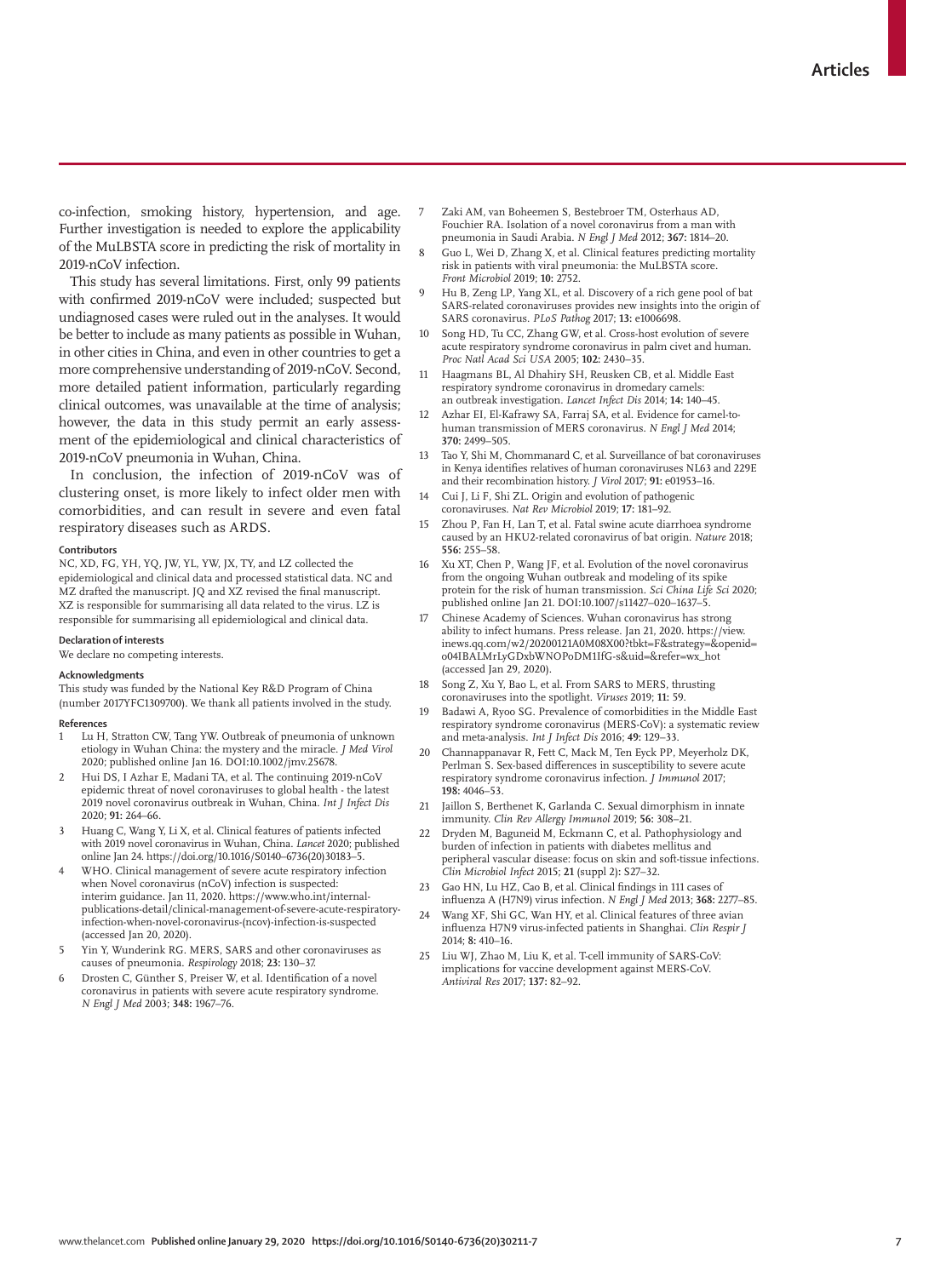co-infection, smoking history, hypertension, and age. Further investigation is needed to explore the applicability of the MuLBSTA score in predicting the risk of mortality in 2019-nCoV infection.

This study has several limitations. First, only 99 patients with confirmed 2019-nCoV were included; suspected but undiagnosed cases were ruled out in the analyses. It would be better to include as many patients as possible in Wuhan, in other cities in China, and even in other countries to get a more comprehensive understanding of 2019-nCoV. Second, more detailed patient information, particularly regarding clinical outcomes, was unavailable at the time of analysis; however, the data in this study permit an early assessment of the epidemiological and clinical characteristics of 2019-nCoV pneumonia in Wuhan, China.

In conclusion, the infection of 2019-nCoV was of clustering onset, is more likely to infect older men with comorbidities, and can result in severe and even fatal respiratory diseases such as ARDS.

#### Contributors

NC, XD, FG, YH, YQ, JW, YL, YW, JX, TY, and LZ collected the epidemiological and clinical data and processed statistical data. NC and MZ drafted the manuscript. JQ and XZ revised the final manuscript. XZ is responsible for summarising all data related to the virus. LZ is responsible for summarising all epidemiological and clinical data.

#### Declaration of interests

We declare no competing interests.

#### Acknowledgments

This study was funded by the National Key R&D Program of China (number 2017YFC1309700). We thank all patients involved in the study.

#### References

1. Lu H, Stratton CW, Tang YW. Outbreak of pneumonia of unknown etiology in Wuhan China: the mystery and the miracle. *J Med Virol* 2020; published online Jan 16. DOI:10.1002/jmv.25678.
2. Hui DS, I Azhar E, Madani TA, et al. The continuing 2019-nCoV epidemic threat of novel coronaviruses to global health - the latest 2019 novel coronavirus outbreak in Wuhan, China. *Int J Infect Dis* 2020; **91:** 264–66.
3. Huang C, Wang Y, Li X, et al. Clinical features of patients infected with 2019 novel coronavirus in Wuhan, China. *Lancet* 2020; published online Jan 24. https://doi.org/10.1016/S0140-6736(20)30183-5.
4. WHO. Clinical management of severe acute respiratory infection when Novel coronavirus (nCoV) infection is suspected: interim guidance. Jan 11, 2020. https://www.who.int/internal-publications-detail/clinical-management-of-severe-acute-respiratory-infection-when-novel-coronavirus-(ncov)-infection-is-suspected (accessed Jan 20, 2020).
5. Yin Y, Wunderink RG. MERS, SARS and other coronaviruses as causes of pneumonia. *Respirology* 2018; **23:** 130–37.
6. Drosten C, Günther S, Preiser W, et al. Identification of a novel coronavirus in patients with severe acute respiratory syndrome. *N Engl J Med* 2003; **348:** 1967–76.
7. Zaki AM, van Boheemen S, Bestebroer TM, Osterhaus AD, Fouchier RA. Isolation of a novel coronavirus from a man with pneumonia in Saudi Arabia. *N Engl J Med* 2012; **367:** 1814–20.
8. Guo L, Wei D, Zhang X, et al. Clinical features predicting mortality risk in patients with viral pneumonia: the MuLBSTA score. *Front Microbiol* 2019; **10:** 2752.
9. Hu B, Zeng LP, Yang XL, et al. Discovery of a rich gene pool of bat SARS-related coronaviruses provides new insights into the origin of SARS coronavirus. *PLoS Pathog* 2017; **13:** e1006698.
10. Song HD, Tu CC, Zhang GW, et al. Cross-host evolution of severe acute respiratory syndrome coronavirus in palm civet and human. *Proc Natl Acad Sci USA* 2005; **102:** 2430–35.
11. Haagmans BL, Al Dhahiry SH, Reusken CB, et al. Middle East respiratory syndrome coronavirus in dromedary camels: an outbreak investigation. *Lancet Infect Dis* 2014; **14:** 140–45.
12. Azhar EI, El-Kafrawy SA, Farraj SA, et al. Evidence for camel-to-human transmission of MERS coronavirus. *N Engl J Med* 2014; **370:** 2499–505.
13. Tao Y, Shi M, Chommanard C, et al. Surveillance of bat coronaviruses in Kenya identifies relatives of human coronaviruses NL63 and 229E and their recombination history. *J Virol* 2017; **91:** e01953–16.
14. Cui J, Li F, Shi ZL. Origin and evolution of pathogenic coronaviruses. *Nat Rev Microbiol* 2019; **17:** 181–92.
15. Zhou P, Fan H, Lan T, et al. Fatal swine acute diarrhoea syndrome caused by an HKU2-related coronavirus of bat origin. *Nature* 2018; **556:** 255–58.
16. Xu XT, Chen P, Wang JF, et al. Evolution of the novel coronavirus from the ongoing Wuhan outbreak and modeling of its spike protein for the risk of human transmission. *Sci China Life Sci* 2020; published online Jan 21. DOI:10.1007/s11427-020-1637-5.
17. Chinese Academy of Sciences. Wuhan coronavirus has strong ability to infect humans. Press release. Jan 21, 2020. https://view.inews.qq.com/w2/20200121A0M08X00?tbkt=F&strategy=&openid=o04IBALMrLyGDxbWNOPoDM1IfG-s&uid=&refer=wx_hot (accessed Jan 29, 2020).
18. Song Z, Xu Y, Bao L, et al. From SARS to MERS, thrusting coronaviruses into the spotlight. *Viruses* 2019; **11:** 59.
19. Badawi A, Ryoo SG. Prevalence of comorbidities in the Middle East respiratory syndrome coronavirus (MERS-CoV): a systematic review and meta-analysis. *Int J Infect Dis* 2016; **49:** 129–33.
20. Channappanavar R, Fett C, Mack M, Ten Eyck PP, Meyerholz DK, Perlman S. Sex-based differences in susceptibility to severe acute respiratory syndrome coronavirus infection. *J Immunol* 2017; **198:** 4046–53.
21. Jaillon S, Berthenet K, Garlanda C. Sexual dimorphism in innate immunity. *Clin Rev Allergy Immunol* 2019; **56:** 308–21.
22. Dryden M, Baguneid M, Eckmann C, et al. Pathophysiology and burden of infection in patients with diabetes mellitus and peripheral vascular disease: focus on skin and soft-tissue infections. *Clin Microbiol Infect* 2015; **21** (suppl 2)**:** S27–32.
23. Gao HN, Lu HZ, Cao B, et al. Clinical findings in 111 cases of influenza A (H7N9) virus infection. *N Engl J Med* 2013; **368:** 2277–85.
24. Wang XF, Shi GC, Wan HY, et al. Clinical features of three avian influenza H7N9 virus-infected patients in Shanghai. *Clin Respir J* 2014; **8:** 410–16.
25. Liu WJ, Zhao M, Liu K, et al. T-cell immunity of SARS-CoV: implications for vaccine development against MERS-CoV. *Antiviral Res* 2017; **137:** 82–92.